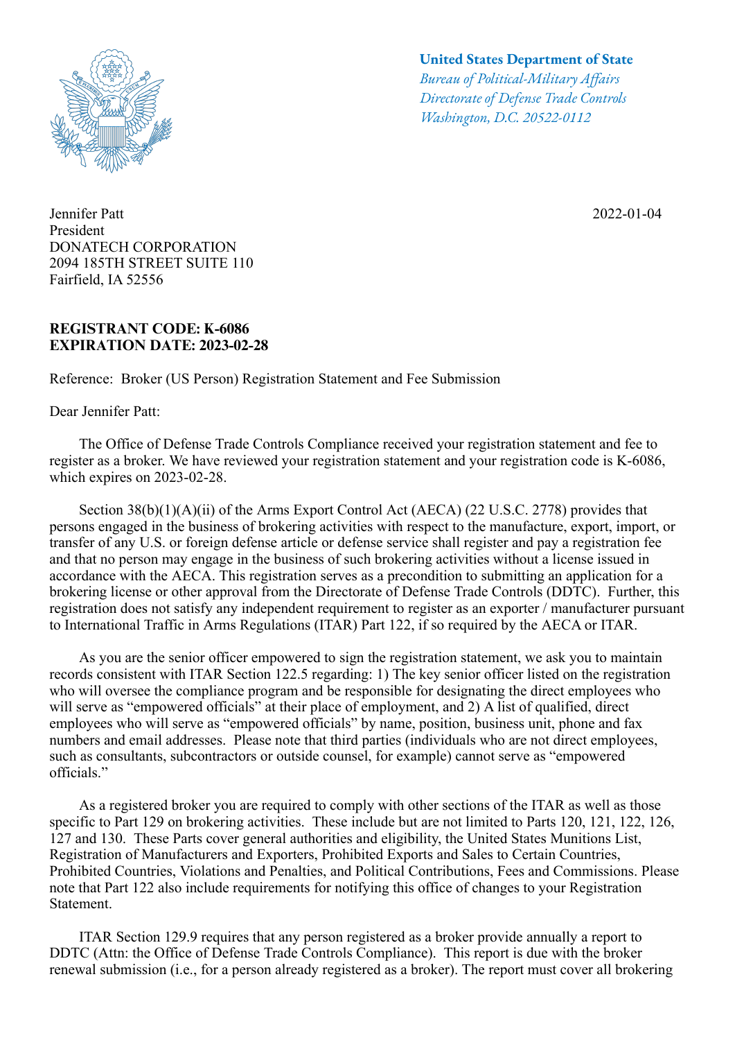**United States Department of State**
*Bureau of Political-Military Affairs*
*Directorate of Defense Trade Controls*
*Washington, D.C. 20522-0112*

2022-01-04

Jennifer Patt
President
DONATECH CORPORATION
2094 185TH STREET SUITE 110
Fairfield, IA 52556

**REGISTRANT CODE: K-6086**
**EXPIRATION DATE: 2023-02-28**

Reference: Broker (US Person) Registration Statement and Fee Submission

Dear Jennifer Patt:

The Office of Defense Trade Controls Compliance received your registration statement and fee to register as a broker. We have reviewed your registration statement and your registration code is K-6086, which expires on 2023-02-28.

Section 38(b)(1)(A)(ii) of the Arms Export Control Act (AECA) (22 U.S.C. 2778) provides that persons engaged in the business of brokering activities with respect to the manufacture, export, import, or transfer of any U.S. or foreign defense article or defense service shall register and pay a registration fee and that no person may engage in the business of such brokering activities without a license issued in accordance with the AECA. This registration serves as a precondition to submitting an application for a brokering license or other approval from the Directorate of Defense Trade Controls (DDTC). Further, this registration does not satisfy any independent requirement to register as an exporter / manufacturer pursuant to International Traffic in Arms Regulations (ITAR) Part 122, if so required by the AECA or ITAR.

As you are the senior officer empowered to sign the registration statement, we ask you to maintain records consistent with ITAR Section 122.5 regarding: 1) The key senior officer listed on the registration who will oversee the compliance program and be responsible for designating the direct employees who will serve as "empowered officials" at their place of employment, and 2) A list of qualified, direct employees who will serve as "empowered officials" by name, position, business unit, phone and fax numbers and email addresses. Please note that third parties (individuals who are not direct employees, such as consultants, subcontractors or outside counsel, for example) cannot serve as "empowered officials."

As a registered broker you are required to comply with other sections of the ITAR as well as those specific to Part 129 on brokering activities. These include but are not limited to Parts 120, 121, 122, 126, 127 and 130. These Parts cover general authorities and eligibility, the United States Munitions List, Registration of Manufacturers and Exporters, Prohibited Exports and Sales to Certain Countries, Prohibited Countries, Violations and Penalties, and Political Contributions, Fees and Commissions. Please note that Part 122 also include requirements for notifying this office of changes to your Registration Statement.

ITAR Section 129.9 requires that any person registered as a broker provide annually a report to DDTC (Attn: the Office of Defense Trade Controls Compliance). This report is due with the broker renewal submission (i.e., for a person already registered as a broker). The report must cover all brokering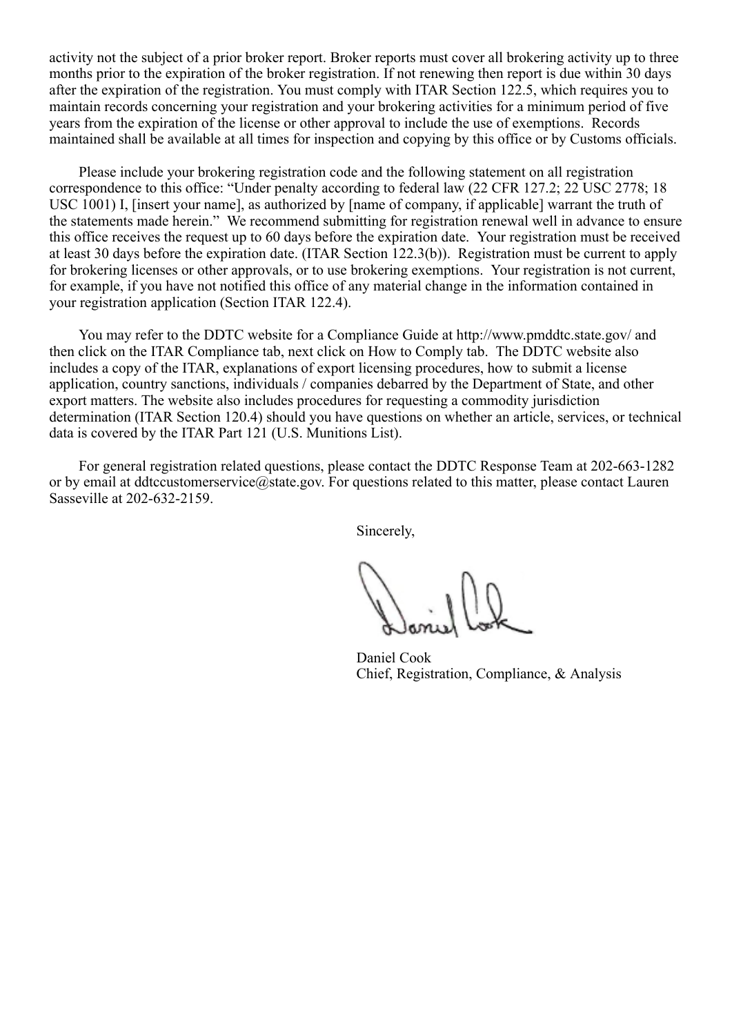activity not the subject of a prior broker report. Broker reports must cover all brokering activity up to three months prior to the expiration of the broker registration. If not renewing then report is due within 30 days after the expiration of the registration. You must comply with ITAR Section 122.5, which requires you to maintain records concerning your registration and your brokering activities for a minimum period of five years from the expiration of the license or other approval to include the use of exemptions. Records maintained shall be available at all times for inspection and copying by this office or by Customs officials.

Please include your brokering registration code and the following statement on all registration correspondence to this office: "Under penalty according to federal law (22 CFR 127.2; 22 USC 2778; 18 USC 1001) I, [insert your name], as authorized by [name of company, if applicable] warrant the truth of the statements made herein." We recommend submitting for registration renewal well in advance to ensure this office receives the request up to 60 days before the expiration date. Your registration must be received at least 30 days before the expiration date. (ITAR Section 122.3(b)). Registration must be current to apply for brokering licenses or other approvals, or to use brokering exemptions. Your registration is not current, for example, if you have not notified this office of any material change in the information contained in your registration application (Section ITAR 122.4).

You may refer to the DDTC website for a Compliance Guide at http://www.pmddtc.state.gov/ and then click on the ITAR Compliance tab, next click on How to Comply tab. The DDTC website also includes a copy of the ITAR, explanations of export licensing procedures, how to submit a license application, country sanctions, individuals / companies debarred by the Department of State, and other export matters. The website also includes procedures for requesting a commodity jurisdiction determination (ITAR Section 120.4) should you have questions on whether an article, services, or technical data is covered by the ITAR Part 121 (U.S. Munitions List).

For general registration related questions, please contact the DDTC Response Team at 202-663-1282 or by email at ddtccustomerservice@state.gov. For questions related to this matter, please contact Lauren Sasseville at 202-632-2159.

Sincerely,

Daniel Cook
Chief, Registration, Compliance, & Analysis